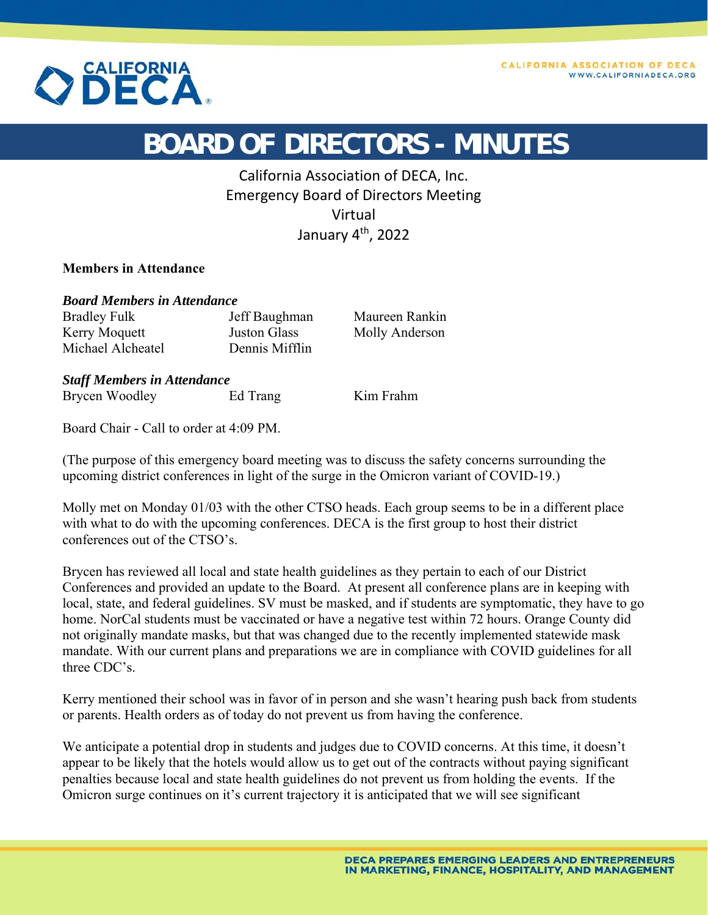# BOARD OF DIRECTORS - MINUTES

California Association of DECA, Inc.
Emergency Board of Directors Meeting
Virtual
January 4th, 2022

**Members in Attendance**

***Board Members in Attendance***

| | | |
|---|---|---|
| Bradley Fulk | Jeff Baughman | Maureen Rankin |
| Kerry Moquett | Juston Glass | Molly Anderson |
| Michael Alcheatel | Dennis Mifflin | |

***Staff Members in Attendance***

| | | |
|---|---|---|
| Brycen Woodley | Ed Trang | Kim Frahm |

Board Chair - Call to order at 4:09 PM.

(The purpose of this emergency board meeting was to discuss the safety concerns surrounding the upcoming district conferences in light of the surge in the Omicron variant of COVID-19.)

Molly met on Monday 01/03 with the other CTSO heads. Each group seems to be in a different place with what to do with the upcoming conferences. DECA is the first group to host their district conferences out of the CTSO's.

Brycen has reviewed all local and state health guidelines as they pertain to each of our District Conferences and provided an update to the Board. At present all conference plans are in keeping with local, state, and federal guidelines. SV must be masked, and if students are symptomatic, they have to go home. NorCal students must be vaccinated or have a negative test within 72 hours. Orange County did not originally mandate masks, but that was changed due to the recently implemented statewide mask mandate. With our current plans and preparations we are in compliance with COVID guidelines for all three CDC's.

Kerry mentioned their school was in favor of in person and she wasn't hearing push back from students or parents. Health orders as of today do not prevent us from having the conference.

We anticipate a potential drop in students and judges due to COVID concerns. At this time, it doesn't appear to be likely that the hotels would allow us to get out of the contracts without paying significant penalties because local and state health guidelines do not prevent us from holding the events. If the Omicron surge continues on it's current trajectory it is anticipated that we will see significant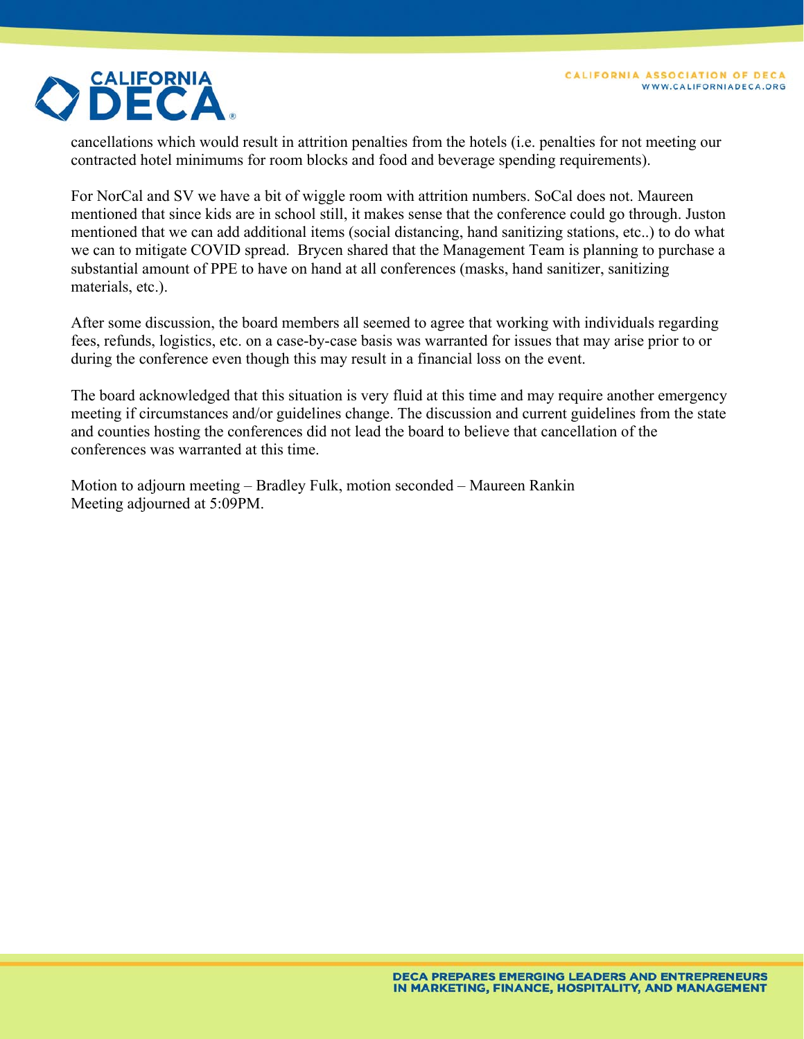cancellations which would result in attrition penalties from the hotels (i.e. penalties for not meeting our contracted hotel minimums for room blocks and food and beverage spending requirements).

For NorCal and SV we have a bit of wiggle room with attrition numbers. SoCal does not. Maureen mentioned that since kids are in school still, it makes sense that the conference could go through. Juston mentioned that we can add additional items (social distancing, hand sanitizing stations, etc..) to do what we can to mitigate COVID spread. Brycen shared that the Management Team is planning to purchase a substantial amount of PPE to have on hand at all conferences (masks, hand sanitizer, sanitizing materials, etc.).

After some discussion, the board members all seemed to agree that working with individuals regarding fees, refunds, logistics, etc. on a case-by-case basis was warranted for issues that may arise prior to or during the conference even though this may result in a financial loss on the event.

The board acknowledged that this situation is very fluid at this time and may require another emergency meeting if circumstances and/or guidelines change. The discussion and current guidelines from the state and counties hosting the conferences did not lead the board to believe that cancellation of the conferences was warranted at this time.

Motion to adjourn meeting – Bradley Fulk, motion seconded – Maureen Rankin
Meeting adjourned at 5:09PM.